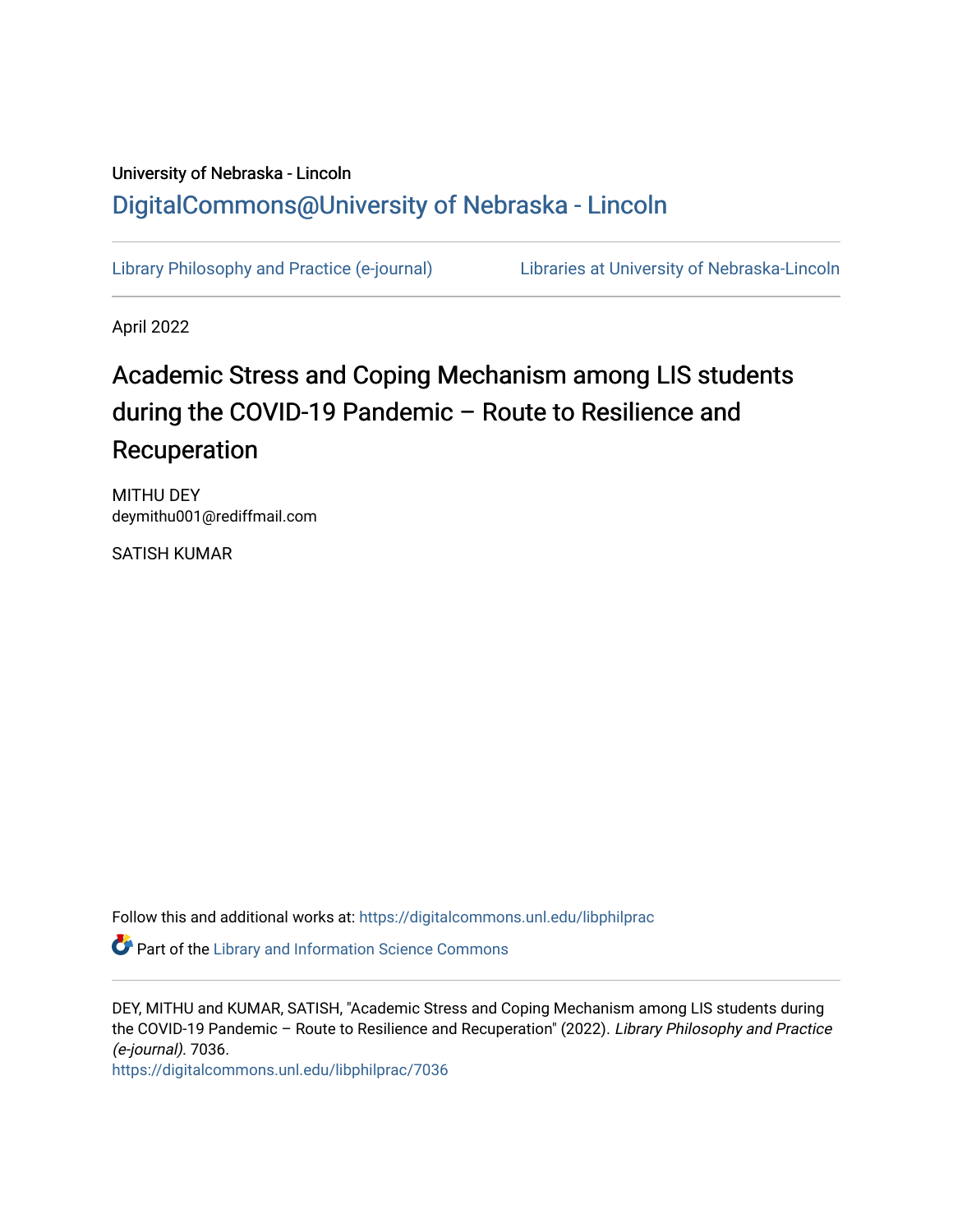University of Nebraska - Lincoln

## DigitalCommons@University of Nebraska - Lincoln

Library Philosophy and Practice (e-journal) | Libraries at University of Nebraska-Lincoln

April 2022

# Academic Stress and Coping Mechanism among LIS students during the COVID-19 Pandemic – Route to Resilience and Recuperation

MITHU DEY
deymithu001@rediffmail.com

SATISH KUMAR

Follow this and additional works at: https://digitalcommons.unl.edu/libphilprac

Part of the Library and Information Science Commons

DEY, MITHU and KUMAR, SATISH, "Academic Stress and Coping Mechanism among LIS students during the COVID-19 Pandemic – Route to Resilience and Recuperation" (2022). *Library Philosophy and Practice (e-journal)*. 7036.
https://digitalcommons.unl.edu/libphilprac/7036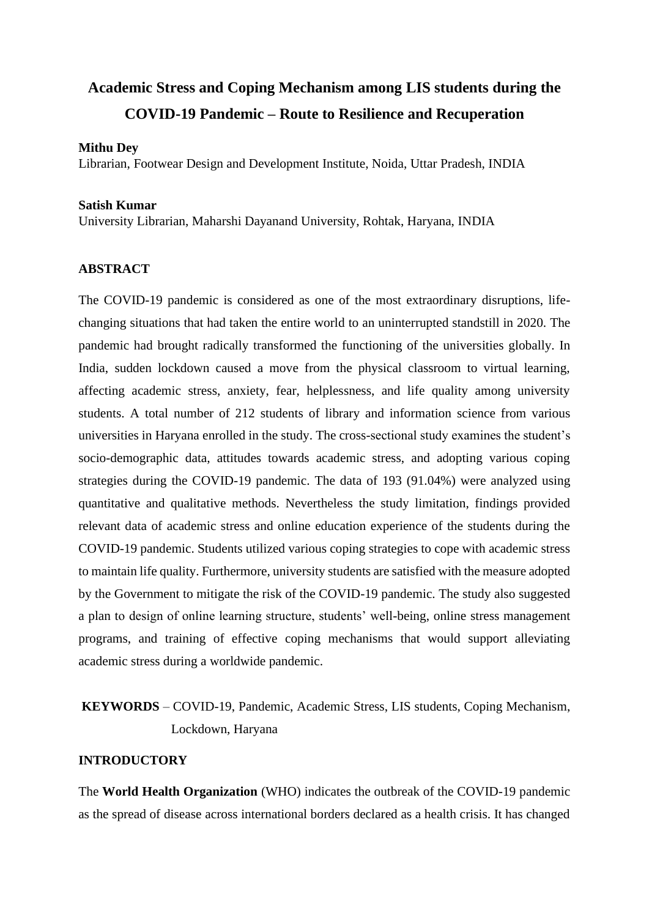# Academic Stress and Coping Mechanism among LIS students during the COVID-19 Pandemic – Route to Resilience and Recuperation

**Mithu Dey**
Librarian, Footwear Design and Development Institute, Noida, Uttar Pradesh, INDIA

**Satish Kumar**
University Librarian, Maharshi Dayanand University, Rohtak, Haryana, INDIA

## ABSTRACT

The COVID-19 pandemic is considered as one of the most extraordinary disruptions, life-changing situations that had taken the entire world to an uninterrupted standstill in 2020. The pandemic had brought radically transformed the functioning of the universities globally. In India, sudden lockdown caused a move from the physical classroom to virtual learning, affecting academic stress, anxiety, fear, helplessness, and life quality among university students. A total number of 212 students of library and information science from various universities in Haryana enrolled in the study. The cross-sectional study examines the student's socio-demographic data, attitudes towards academic stress, and adopting various coping strategies during the COVID-19 pandemic. The data of 193 (91.04%) were analyzed using quantitative and qualitative methods. Nevertheless the study limitation, findings provided relevant data of academic stress and online education experience of the students during the COVID-19 pandemic. Students utilized various coping strategies to cope with academic stress to maintain life quality. Furthermore, university students are satisfied with the measure adopted by the Government to mitigate the risk of the COVID-19 pandemic. The study also suggested a plan to design of online learning structure, students' well-being, online stress management programs, and training of effective coping mechanisms that would support alleviating academic stress during a worldwide pandemic.

**KEYWORDS** – COVID-19, Pandemic, Academic Stress, LIS students, Coping Mechanism, Lockdown, Haryana

## INTRODUCTORY

The **World Health Organization** (WHO) indicates the outbreak of the COVID-19 pandemic as the spread of disease across international borders declared as a health crisis. It has changed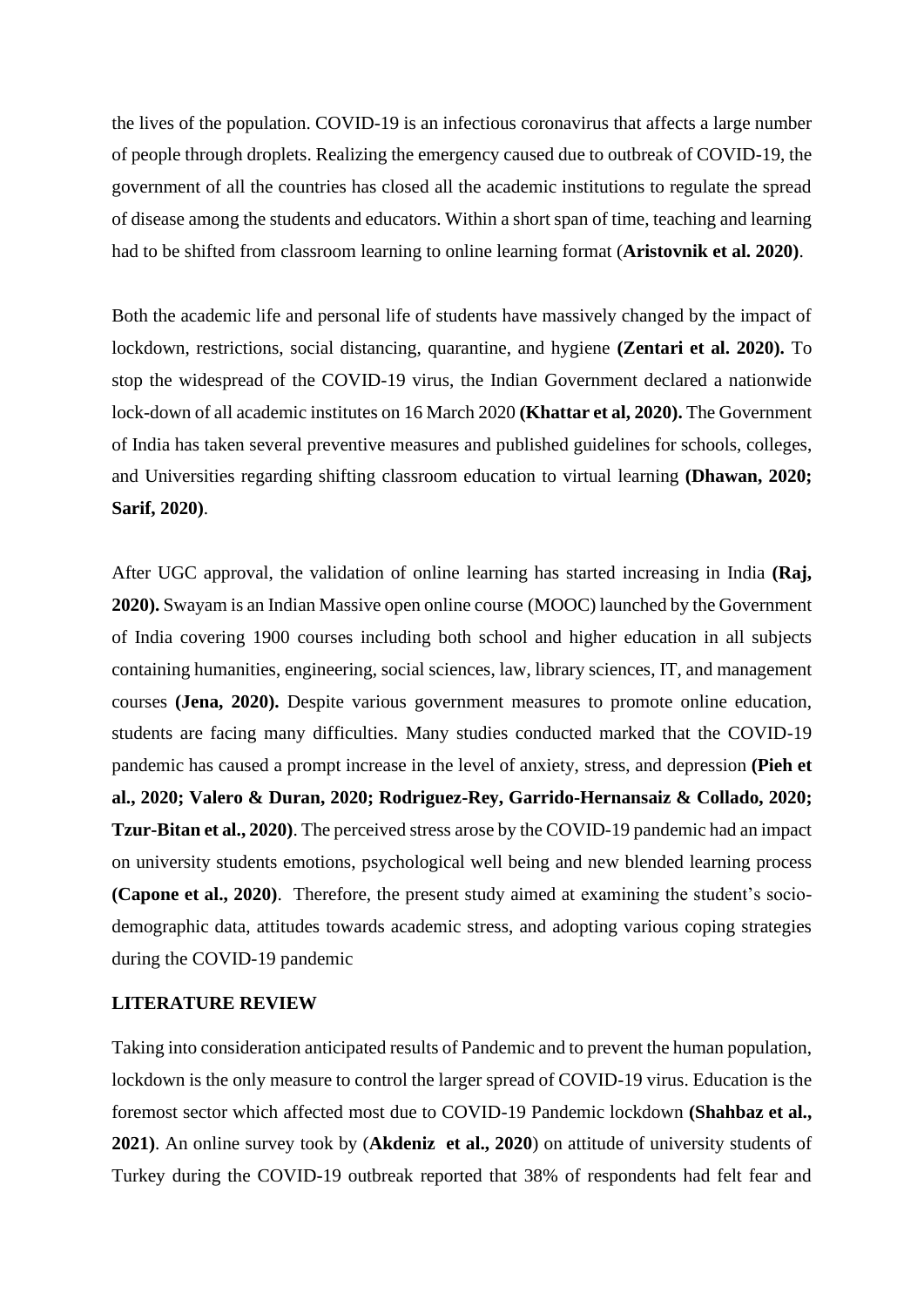the lives of the population. COVID-19 is an infectious coronavirus that affects a large number of people through droplets. Realizing the emergency caused due to outbreak of COVID-19, the government of all the countries has closed all the academic institutions to regulate the spread of disease among the students and educators. Within a short span of time, teaching and learning had to be shifted from classroom learning to online learning format (**Aristovnik et al. 2020)**.

Both the academic life and personal life of students have massively changed by the impact of lockdown, restrictions, social distancing, quarantine, and hygiene **(Zentari et al. 2020).** To stop the widespread of the COVID-19 virus, the Indian Government declared a nationwide lock-down of all academic institutes on 16 March 2020 **(Khattar et al, 2020).** The Government of India has taken several preventive measures and published guidelines for schools, colleges, and Universities regarding shifting classroom education to virtual learning **(Dhawan, 2020; Sarif, 2020)**.

After UGC approval, the validation of online learning has started increasing in India **(Raj, 2020).** Swayam is an Indian Massive open online course (MOOC) launched by the Government of India covering 1900 courses including both school and higher education in all subjects containing humanities, engineering, social sciences, law, library sciences, IT, and management courses **(Jena, 2020).** Despite various government measures to promote online education, students are facing many difficulties. Many studies conducted marked that the COVID-19 pandemic has caused a prompt increase in the level of anxiety, stress, and depression **(Pieh et al., 2020; Valero & Duran, 2020; Rodriguez-Rey, Garrido-Hernansaiz & Collado, 2020; Tzur-Bitan et al., 2020)**. The perceived stress arose by the COVID-19 pandemic had an impact on university students emotions, psychological well being and new blended learning process **(Capone et al., 2020)**. Therefore, the present study aimed at examining the student's socio-demographic data, attitudes towards academic stress, and adopting various coping strategies during the COVID-19 pandemic

**LITERATURE REVIEW**

Taking into consideration anticipated results of Pandemic and to prevent the human population, lockdown is the only measure to control the larger spread of COVID-19 virus. Education is the foremost sector which affected most due to COVID-19 Pandemic lockdown **(Shahbaz et al., 2021)**. An online survey took by (**Akdeniz et al., 2020**) on attitude of university students of Turkey during the COVID-19 outbreak reported that 38% of respondents had felt fear and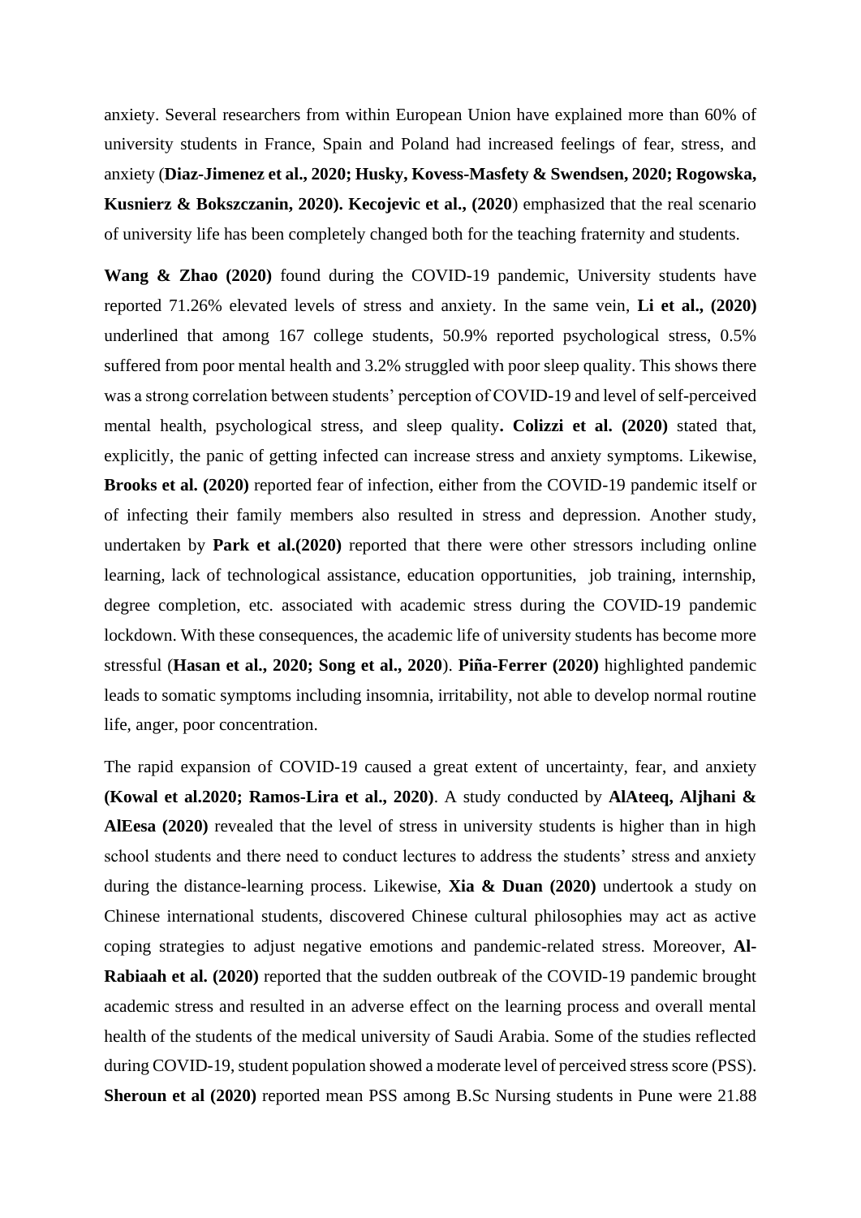anxiety. Several researchers from within European Union have explained more than 60% of university students in France, Spain and Poland had increased feelings of fear, stress, and anxiety (**Diaz-Jimenez et al., 2020; Husky, Kovess-Masfety & Swendsen, 2020; Rogowska, Kusnierz & Bokszczanin, 2020). Kecojevic et al., (2020**) emphasized that the real scenario of university life has been completely changed both for the teaching fraternity and students.

**Wang & Zhao (2020)** found during the COVID-19 pandemic, University students have reported 71.26% elevated levels of stress and anxiety. In the same vein, **Li et al., (2020)** underlined that among 167 college students, 50.9% reported psychological stress, 0.5% suffered from poor mental health and 3.2% struggled with poor sleep quality. This shows there was a strong correlation between students' perception of COVID-19 and level of self-perceived mental health, psychological stress, and sleep quality**. Colizzi et al. (2020)** stated that, explicitly, the panic of getting infected can increase stress and anxiety symptoms. Likewise, **Brooks et al. (2020)** reported fear of infection, either from the COVID-19 pandemic itself or of infecting their family members also resulted in stress and depression. Another study, undertaken by **Park et al.(2020)** reported that there were other stressors including online learning, lack of technological assistance, education opportunities, job training, internship, degree completion, etc. associated with academic stress during the COVID-19 pandemic lockdown. With these consequences, the academic life of university students has become more stressful (**Hasan et al., 2020; Song et al., 2020**). **Piña-Ferrer (2020)** highlighted pandemic leads to somatic symptoms including insomnia, irritability, not able to develop normal routine life, anger, poor concentration.

The rapid expansion of COVID-19 caused a great extent of uncertainty, fear, and anxiety **(Kowal et al.2020; Ramos-Lira et al., 2020)**. A study conducted by **AlAteeq, Aljhani & AlEesa (2020)** revealed that the level of stress in university students is higher than in high school students and there need to conduct lectures to address the students' stress and anxiety during the distance-learning process. Likewise, **Xia & Duan (2020)** undertook a study on Chinese international students, discovered Chinese cultural philosophies may act as active coping strategies to adjust negative emotions and pandemic-related stress. Moreover, **Al-Rabiaah et al. (2020)** reported that the sudden outbreak of the COVID-19 pandemic brought academic stress and resulted in an adverse effect on the learning process and overall mental health of the students of the medical university of Saudi Arabia. Some of the studies reflected during COVID-19, student population showed a moderate level of perceived stress score (PSS). **Sheroun et al (2020)** reported mean PSS among B.Sc Nursing students in Pune were 21.88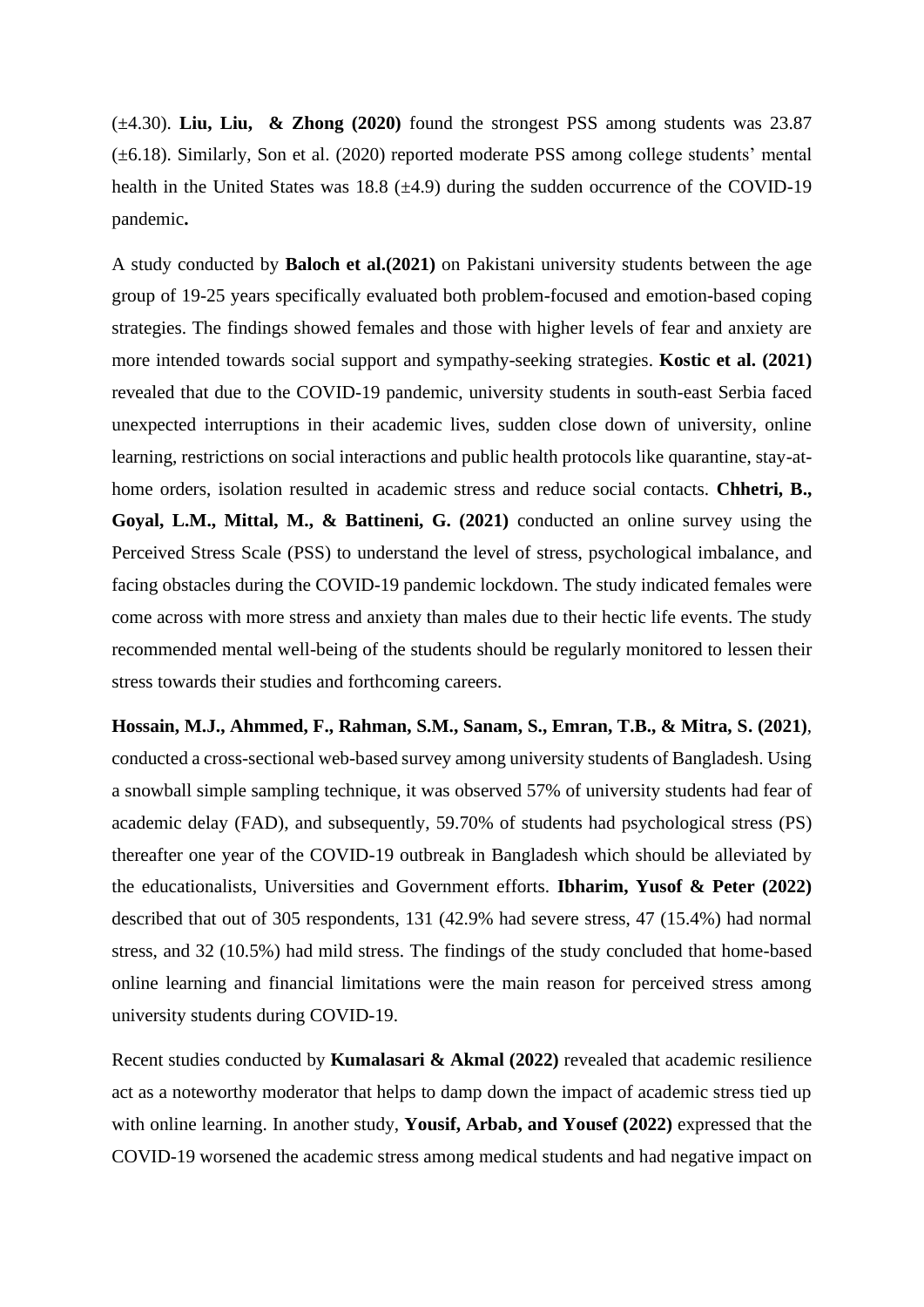(±4.30). **Liu, Liu,  & Zhong (2020)** found the strongest PSS among students was 23.87 (±6.18). Similarly, Son et al. (2020) reported moderate PSS among college students' mental health in the United States was 18.8 (±4.9) during the sudden occurrence of the COVID-19 pandemic**.**

A study conducted by **Baloch et al.(2021)** on Pakistani university students between the age group of 19-25 years specifically evaluated both problem-focused and emotion-based coping strategies. The findings showed females and those with higher levels of fear and anxiety are more intended towards social support and sympathy-seeking strategies. **Kostic et al. (2021)** revealed that due to the COVID-19 pandemic, university students in south-east Serbia faced unexpected interruptions in their academic lives, sudden close down of university, online learning, restrictions on social interactions and public health protocols like quarantine, stay-at-home orders, isolation resulted in academic stress and reduce social contacts. **Chhetri, B., Goyal, L.M., Mittal, M., & Battineni, G. (2021)** conducted an online survey using the Perceived Stress Scale (PSS) to understand the level of stress, psychological imbalance, and facing obstacles during the COVID-19 pandemic lockdown. The study indicated females were come across with more stress and anxiety than males due to their hectic life events. The study recommended mental well-being of the students should be regularly monitored to lessen their stress towards their studies and forthcoming careers.

**Hossain, M.J., Ahmmed, F., Rahman, S.M., Sanam, S., Emran, T.B., & Mitra, S. (2021)**, conducted a cross-sectional web-based survey among university students of Bangladesh. Using a snowball simple sampling technique, it was observed 57% of university students had fear of academic delay (FAD), and subsequently, 59.70% of students had psychological stress (PS) thereafter one year of the COVID-19 outbreak in Bangladesh which should be alleviated by the educationalists, Universities and Government efforts. **Ibharim, Yusof & Peter (2022)** described that out of 305 respondents, 131 (42.9% had severe stress, 47 (15.4%) had normal stress, and 32 (10.5%) had mild stress. The findings of the study concluded that home-based online learning and financial limitations were the main reason for perceived stress among university students during COVID-19.

Recent studies conducted by **Kumalasari & Akmal (2022)** revealed that academic resilience act as a noteworthy moderator that helps to damp down the impact of academic stress tied up with online learning. In another study, **Yousif, Arbab, and Yousef (2022)** expressed that the COVID-19 worsened the academic stress among medical students and had negative impact on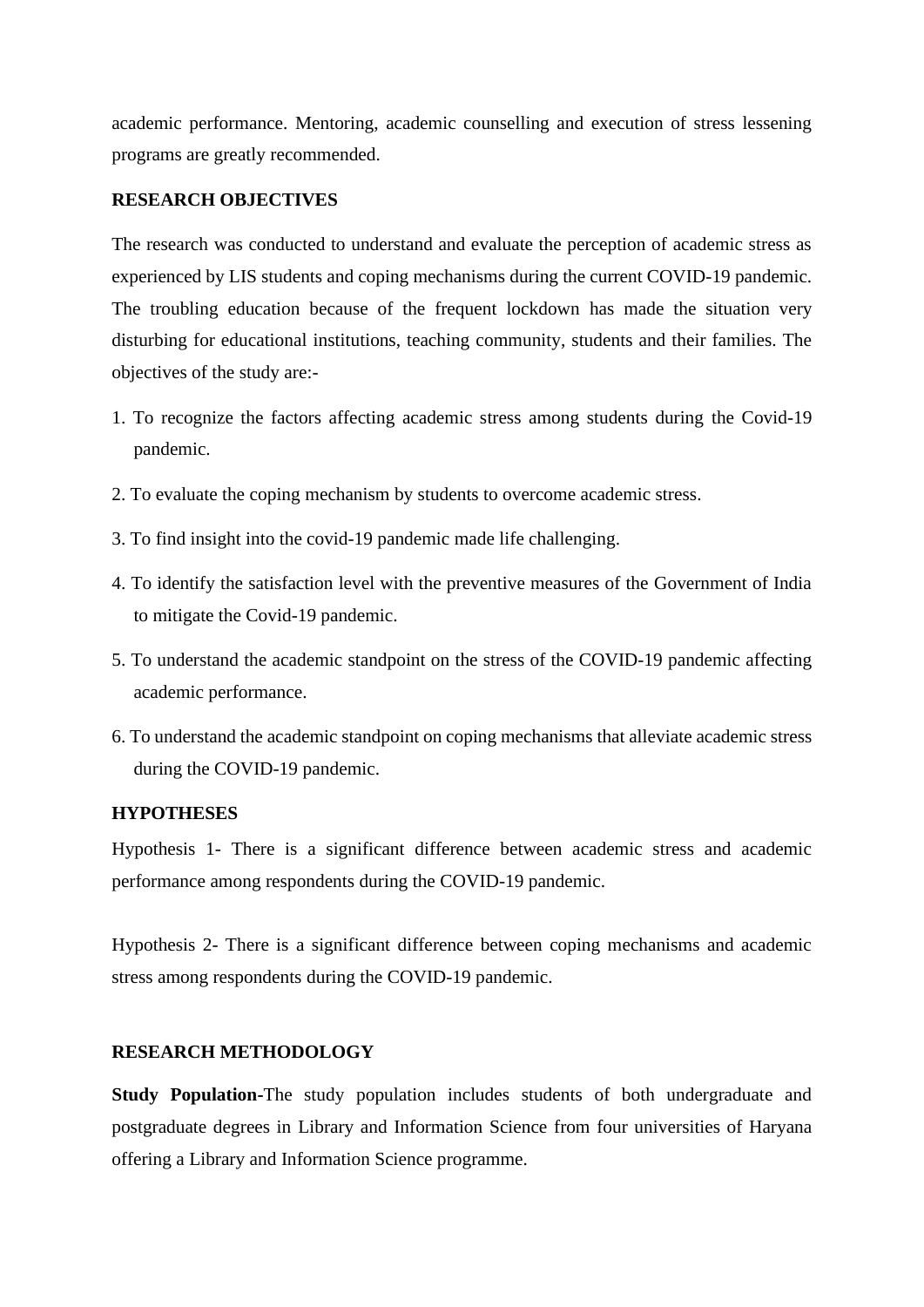academic performance. Mentoring, academic counselling and execution of stress lessening programs are greatly recommended.

## RESEARCH OBJECTIVES

The research was conducted to understand and evaluate the perception of academic stress as experienced by LIS students and coping mechanisms during the current COVID-19 pandemic. The troubling education because of the frequent lockdown has made the situation very disturbing for educational institutions, teaching community, students and their families. The objectives of the study are:-

1. To recognize the factors affecting academic stress among students during the Covid-19 pandemic.
2. To evaluate the coping mechanism by students to overcome academic stress.
3. To find insight into the covid-19 pandemic made life challenging.
4. To identify the satisfaction level with the preventive measures of the Government of India to mitigate the Covid-19 pandemic.
5. To understand the academic standpoint on the stress of the COVID-19 pandemic affecting academic performance.
6. To understand the academic standpoint on coping mechanisms that alleviate academic stress during the COVID-19 pandemic.

## HYPOTHESES

Hypothesis 1- There is a significant difference between academic stress and academic performance among respondents during the COVID-19 pandemic.

Hypothesis 2- There is a significant difference between coping mechanisms and academic stress among respondents during the COVID-19 pandemic.

## RESEARCH METHODOLOGY

**Study Population-**The study population includes students of both undergraduate and postgraduate degrees in Library and Information Science from four universities of Haryana offering a Library and Information Science programme.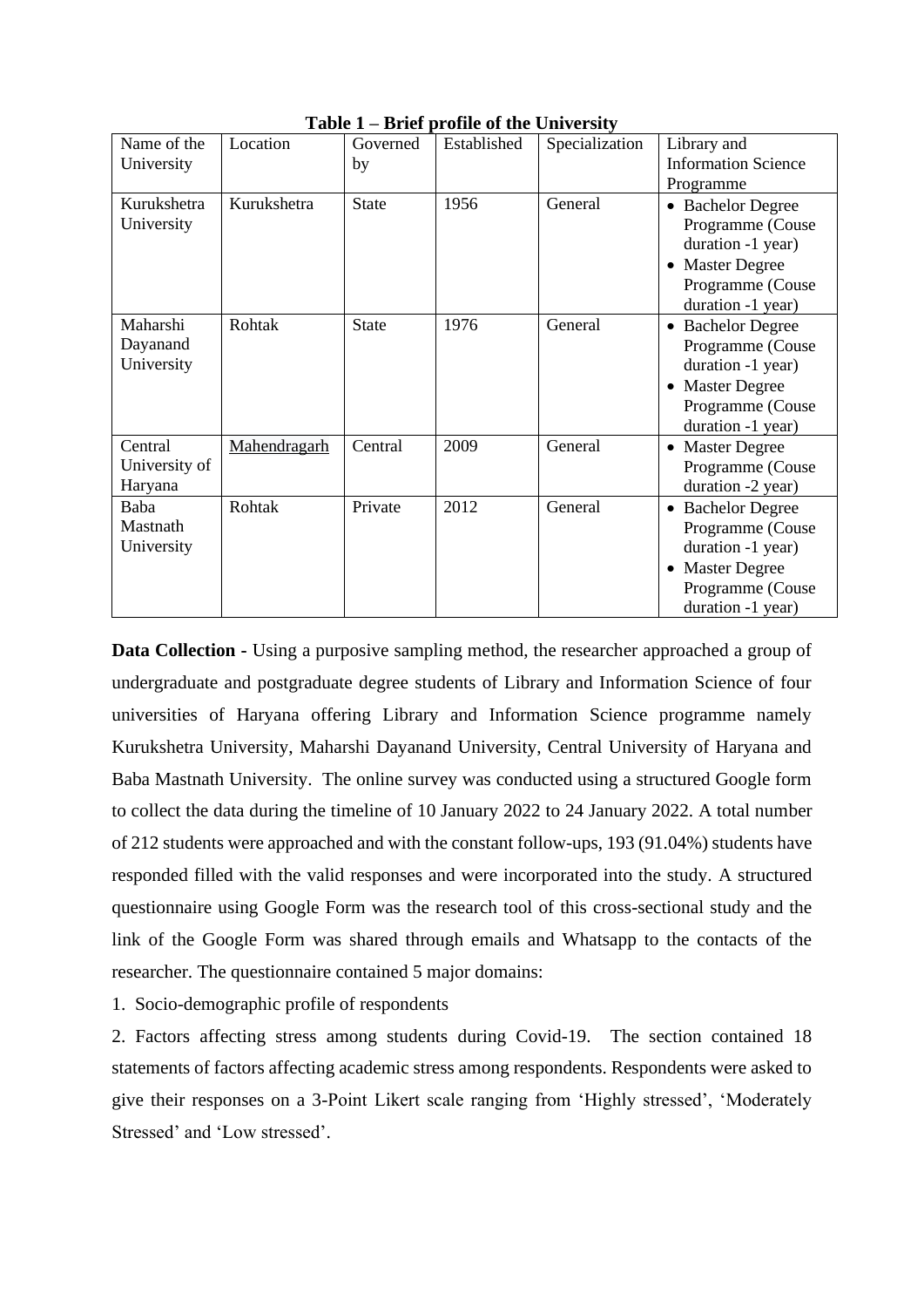**Table 1 – Brief profile of the University**

| Name of the University | Location | Governed by | Established | Specialization | Library and Information Science Programme |
|---|---|---|---|---|---|
| Kurukshetra University | Kurukshetra | State | 1956 | General | • Bachelor Degree Programme (Couse duration -1 year) • Master Degree Programme (Couse duration -1 year) |
| Maharshi Dayanand University | Rohtak | State | 1976 | General | • Bachelor Degree Programme (Couse duration -1 year) • Master Degree Programme (Couse duration -1 year) |
| Central University of Haryana | Mahendragarh | Central | 2009 | General | • Master Degree Programme (Couse duration -2 year) |
| Baba Mastnath University | Rohtak | Private | 2012 | General | • Bachelor Degree Programme (Couse duration -1 year) • Master Degree Programme (Couse duration -1 year) |

**Data Collection -** Using a purposive sampling method, the researcher approached a group of undergraduate and postgraduate degree students of Library and Information Science of four universities of Haryana offering Library and Information Science programme namely Kurukshetra University, Maharshi Dayanand University, Central University of Haryana and Baba Mastnath University. The online survey was conducted using a structured Google form to collect the data during the timeline of 10 January 2022 to 24 January 2022. A total number of 212 students were approached and with the constant follow-ups, 193 (91.04%) students have responded filled with the valid responses and were incorporated into the study. A structured questionnaire using Google Form was the research tool of this cross-sectional study and the link of the Google Form was shared through emails and Whatsapp to the contacts of the researcher. The questionnaire contained 5 major domains:

1. Socio-demographic profile of respondents

2. Factors affecting stress among students during Covid-19. The section contained 18 statements of factors affecting academic stress among respondents. Respondents were asked to give their responses on a 3-Point Likert scale ranging from 'Highly stressed', 'Moderately Stressed' and 'Low stressed'.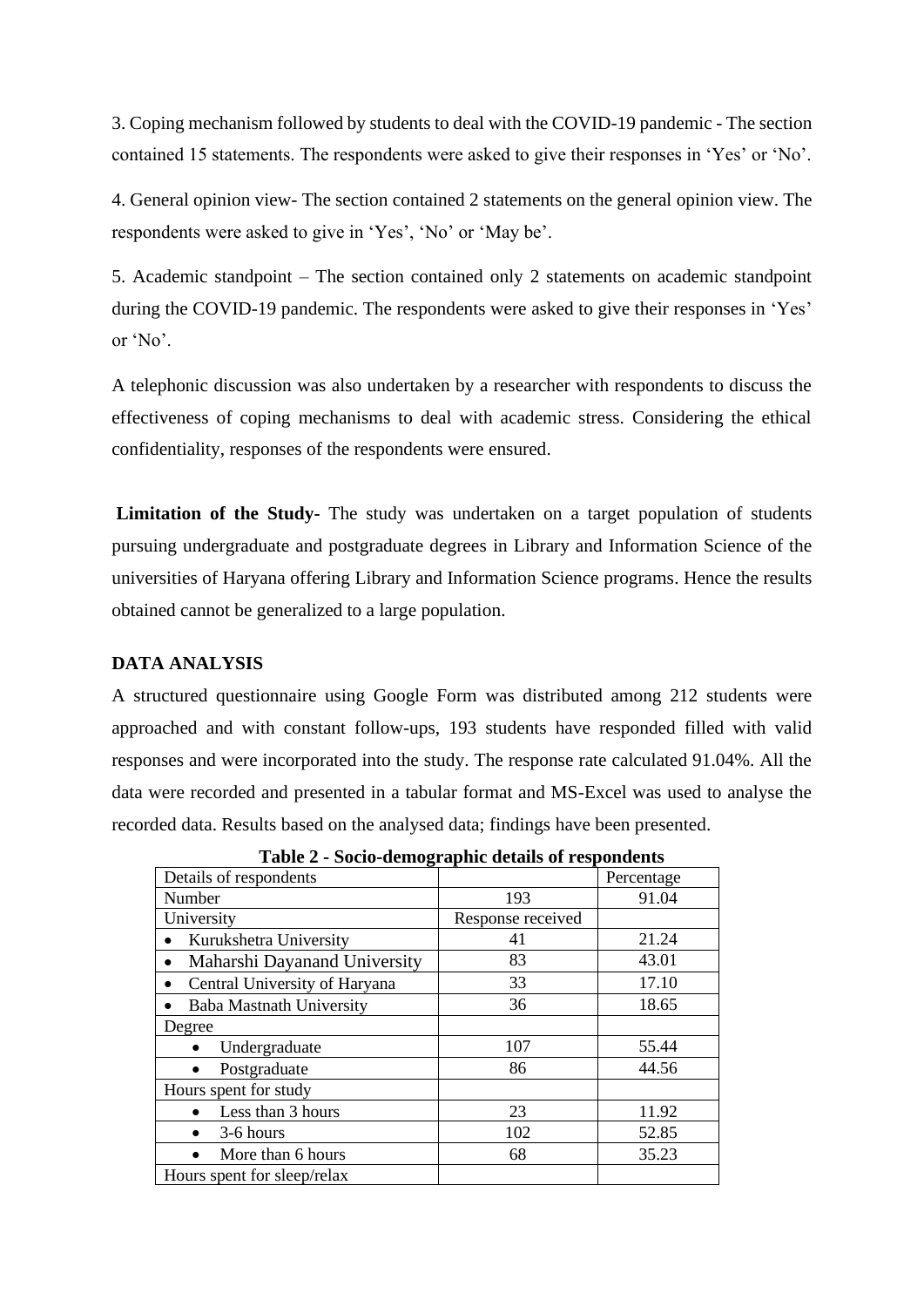3. Coping mechanism followed by students to deal with the COVID-19 pandemic - The section contained 15 statements. The respondents were asked to give their responses in 'Yes' or 'No'.

4. General opinion view- The section contained 2 statements on the general opinion view. The respondents were asked to give in 'Yes', 'No' or 'May be'.

5. Academic standpoint – The section contained only 2 statements on academic standpoint during the COVID-19 pandemic. The respondents were asked to give their responses in 'Yes' or 'No'.

A telephonic discussion was also undertaken by a researcher with respondents to discuss the effectiveness of coping mechanisms to deal with academic stress. Considering the ethical confidentiality, responses of the respondents were ensured.

**Limitation of the Study-** The study was undertaken on a target population of students pursuing undergraduate and postgraduate degrees in Library and Information Science of the universities of Haryana offering Library and Information Science programs. Hence the results obtained cannot be generalized to a large population.

## DATA ANALYSIS

A structured questionnaire using Google Form was distributed among 212 students were approached and with constant follow-ups, 193 students have responded filled with valid responses and were incorporated into the study. The response rate calculated 91.04%. All the data were recorded and presented in a tabular format and MS-Excel was used to analyse the recorded data. Results based on the analysed data; findings have been presented.

**Table 2 - Socio-demographic details of respondents**

| Details of respondents | | Percentage |
|---|---|---|
| Number | 193 | 91.04 |
| University | Response received | |
| • Kurukshetra University | 41 | 21.24 |
| • Maharshi Dayanand University | 83 | 43.01 |
| • Central University of Haryana | 33 | 17.10 |
| • Baba Mastnath University | 36 | 18.65 |
| Degree | | |
| • Undergraduate | 107 | 55.44 |
| • Postgraduate | 86 | 44.56 |
| Hours spent for study | | |
| • Less than 3 hours | 23 | 11.92 |
| • 3-6 hours | 102 | 52.85 |
| • More than 6 hours | 68 | 35.23 |
| Hours spent for sleep/relax | | |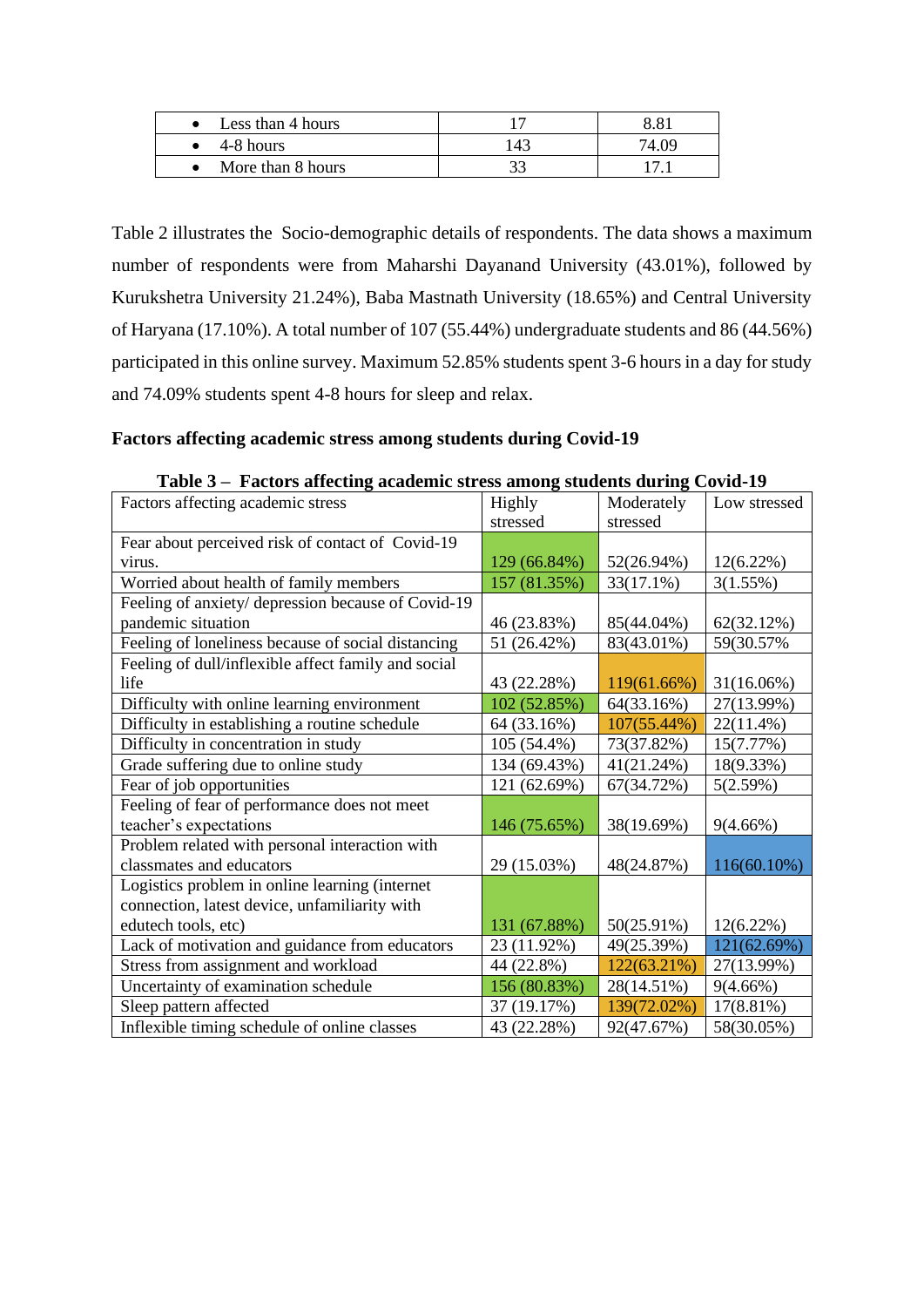| | | |
|---|---|---|
| • Less than 4 hours | 17 | 8.81 |
| • 4-8 hours | 143 | 74.09 |
| • More than 8 hours | 33 | 17.1 |

Table 2 illustrates the Socio-demographic details of respondents. The data shows a maximum number of respondents were from Maharshi Dayanand University (43.01%), followed by Kurukshetra University 21.24%), Baba Mastnath University (18.65%) and Central University of Haryana (17.10%). A total number of 107 (55.44%) undergraduate students and 86 (44.56%) participated in this online survey. Maximum 52.85% students spent 3-6 hours in a day for study and 74.09% students spent 4-8 hours for sleep and relax.

**Factors affecting academic stress among students during Covid-19**

**Table 3 – Factors affecting academic stress among students during Covid-19**

| Factors affecting academic stress | Highly stressed | Moderately stressed | Low stressed |
|---|---|---|---|
| Fear about perceived risk of contact of Covid-19 virus. | 129 (66.84%) | 52(26.94%) | 12(6.22%) |
| Worried about health of family members | 157 (81.35%) | 33(17.1%) | 3(1.55%) |
| Feeling of anxiety/ depression because of Covid-19 pandemic situation | 46 (23.83%) | 85(44.04%) | 62(32.12%) |
| Feeling of loneliness because of social distancing | 51 (26.42%) | 83(43.01%) | 59(30.57% |
| Feeling of dull/inflexible affect family and social life | 43 (22.28%) | 119(61.66%) | 31(16.06%) |
| Difficulty with online learning environment | 102 (52.85%) | 64(33.16%) | 27(13.99%) |
| Difficulty in establishing a routine schedule | 64 (33.16%) | 107(55.44%) | 22(11.4%) |
| Difficulty in concentration in study | 105 (54.4%) | 73(37.82%) | 15(7.77%) |
| Grade suffering due to online study | 134 (69.43%) | 41(21.24%) | 18(9.33%) |
| Fear of job opportunities | 121 (62.69%) | 67(34.72%) | 5(2.59%) |
| Feeling of fear of performance does not meet teacher's expectations | 146 (75.65%) | 38(19.69%) | 9(4.66%) |
| Problem related with personal interaction with classmates and educators | 29 (15.03%) | 48(24.87%) | 116(60.10%) |
| Logistics problem in online learning (internet connection, latest device, unfamiliarity with edutech tools, etc) | 131 (67.88%) | 50(25.91%) | 12(6.22%) |
| Lack of motivation and guidance from educators | 23 (11.92%) | 49(25.39%) | 121(62.69%) |
| Stress from assignment and workload | 44 (22.8%) | 122(63.21%) | 27(13.99%) |
| Uncertainty of examination schedule | 156 (80.83%) | 28(14.51%) | 9(4.66%) |
| Sleep pattern affected | 37 (19.17%) | 139(72.02%) | 17(8.81%) |
| Inflexible timing schedule of online classes | 43 (22.28%) | 92(47.67%) | 58(30.05%) |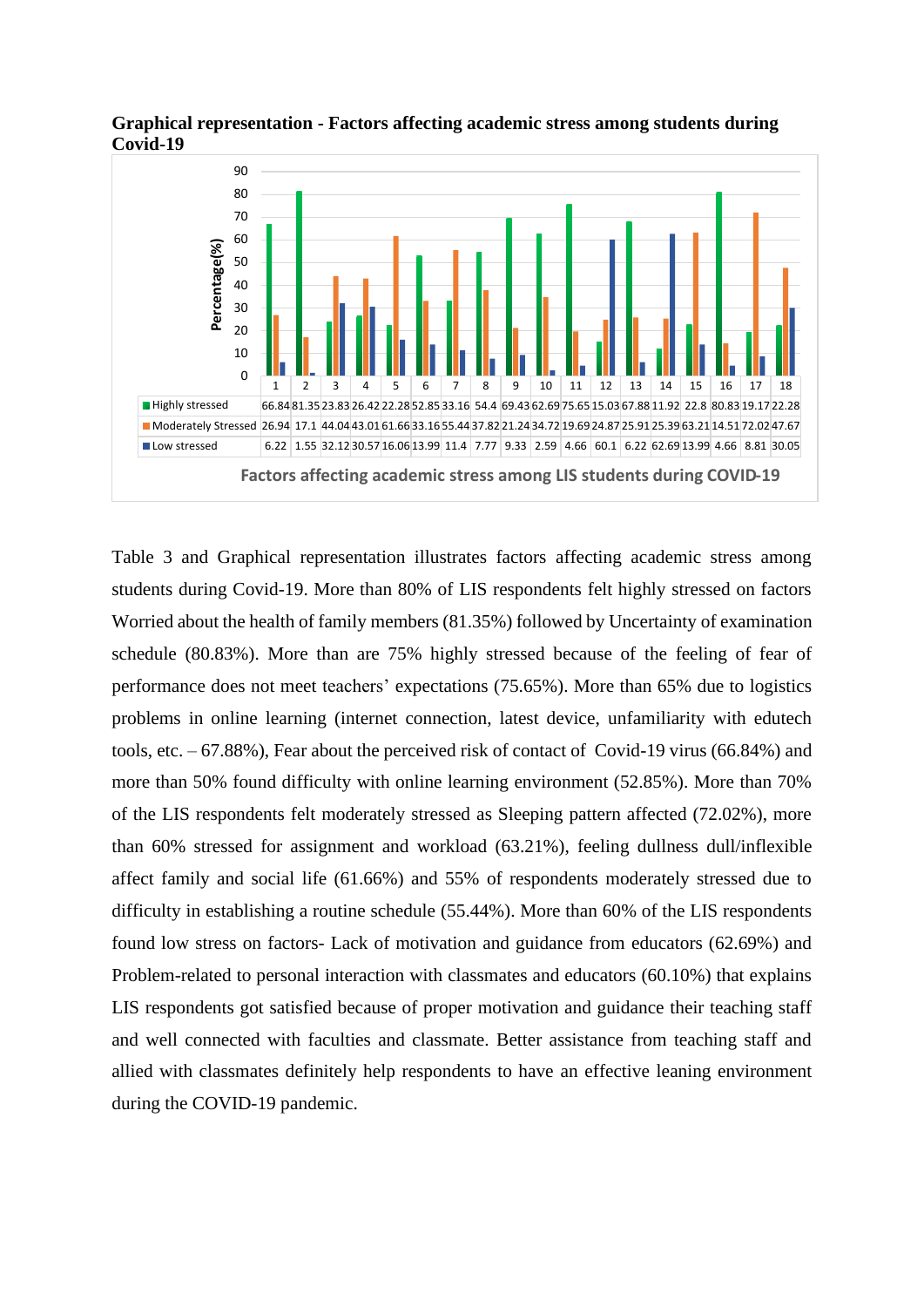**Graphical representation - Factors affecting academic stress among students during Covid-19**

| | 1 | 2 | 3 | 4 | 5 | 6 | 7 | 8 | 9 | 10 | 11 | 12 | 13 | 14 | 15 | 16 | 17 | 18 |
|---|---|---|---|---|---|---|---|---|---|---|---|---|---|---|---|---|---|---|
| Highly stressed | 66.84 | 81.35 | 23.83 | 26.42 | 22.28 | 52.85 | 33.16 | 54.4 | 69.43 | 62.69 | 75.65 | 15.03 | 67.88 | 11.92 | 22.8 | 80.83 | 19.17 | 22.28 |
| Moderately Stressed | 26.94 | 17.1 | 44.04 | 43.01 | 61.66 | 33.16 | 55.44 | 37.82 | 21.24 | 34.72 | 19.69 | 24.87 | 25.91 | 25.39 | 63.21 | 14.51 | 72.02 | 47.67 |
| Low stressed | 6.22 | 1.55 | 32.12 | 30.57 | 16.06 | 13.99 | 11.4 | 7.77 | 9.33 | 2.59 | 4.66 | 60.1 | 6.22 | 62.69 | 13.99 | 4.66 | 8.81 | 30.05 |

Factors affecting academic stress among LIS students during COVID-19

Table 3 and Graphical representation illustrates factors affecting academic stress among students during Covid-19. More than 80% of LIS respondents felt highly stressed on factors Worried about the health of family members (81.35%) followed by Uncertainty of examination schedule (80.83%). More than are 75% highly stressed because of the feeling of fear of performance does not meet teachers' expectations (75.65%). More than 65% due to logistics problems in online learning (internet connection, latest device, unfamiliarity with edutech tools, etc. – 67.88%), Fear about the perceived risk of contact of Covid-19 virus (66.84%) and more than 50% found difficulty with online learning environment (52.85%). More than 70% of the LIS respondents felt moderately stressed as Sleeping pattern affected (72.02%), more than 60% stressed for assignment and workload (63.21%), feeling dullness dull/inflexible affect family and social life (61.66%) and 55% of respondents moderately stressed due to difficulty in establishing a routine schedule (55.44%). More than 60% of the LIS respondents found low stress on factors- Lack of motivation and guidance from educators (62.69%) and Problem-related to personal interaction with classmates and educators (60.10%) that explains LIS respondents got satisfied because of proper motivation and guidance their teaching staff and well connected with faculties and classmate. Better assistance from teaching staff and allied with classmates definitely help respondents to have an effective leaning environment during the COVID-19 pandemic.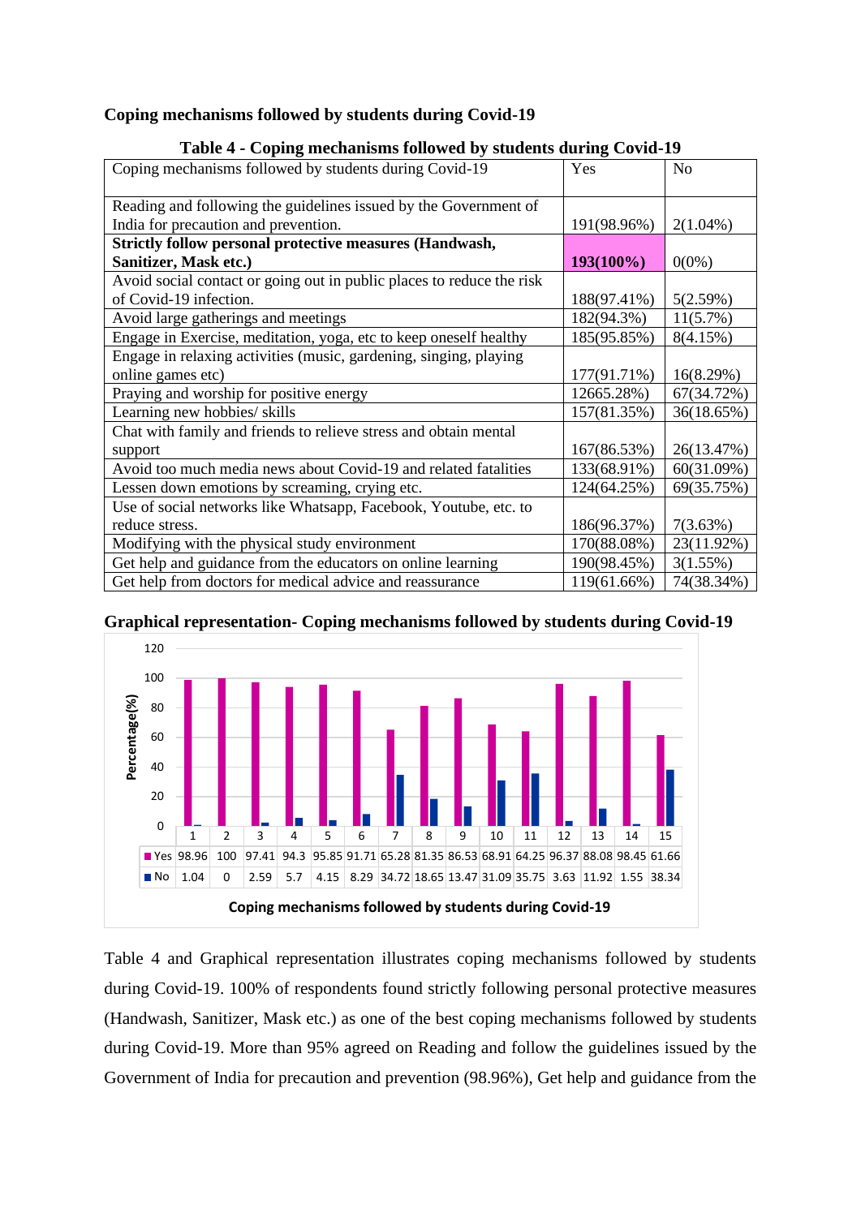**Coping mechanisms followed by students during Covid-19**

**Table 4 - Coping mechanisms followed by students during Covid-19**

| Coping mechanisms followed by students during Covid-19 | Yes | No |
|---|---|---|
| Reading and following the guidelines issued by the Government of India for precaution and prevention. | 191(98.96%) | 2(1.04%) |
| **Strictly follow personal protective measures (Handwash, Sanitizer, Mask etc.)** | **193(100%)** | 0(0%) |
| Avoid social contact or going out in public places to reduce the risk of Covid-19 infection. | 188(97.41%) | 5(2.59%) |
| Avoid large gatherings and meetings | 182(94.3%) | 11(5.7%) |
| Engage in Exercise, meditation, yoga, etc to keep oneself healthy | 185(95.85%) | 8(4.15%) |
| Engage in relaxing activities (music, gardening, singing, playing online games etc) | 177(91.71%) | 16(8.29%) |
| Praying and worship for positive energy | 12665.28%) | 67(34.72%) |
| Learning new hobbies/ skills | 157(81.35%) | 36(18.65%) |
| Chat with family and friends to relieve stress and obtain mental support | 167(86.53%) | 26(13.47%) |
| Avoid too much media news about Covid-19 and related fatalities | 133(68.91%) | 60(31.09%) |
| Lessen down emotions by screaming, crying etc. | 124(64.25%) | 69(35.75%) |
| Use of social networks like Whatsapp, Facebook, Youtube, etc. to reduce stress. | 186(96.37%) | 7(3.63%) |
| Modifying with the physical study environment | 170(88.08%) | 23(11.92%) |
| Get help and guidance from the educators on online learning | 190(98.45%) | 3(1.55%) |
| Get help from doctors for medical advice and reassurance | 119(61.66%) | 74(38.34%) |

**Graphical representation- Coping mechanisms followed by students during Covid-19**

| | 1 | 2 | 3 | 4 | 5 | 6 | 7 | 8 | 9 | 10 | 11 | 12 | 13 | 14 | 15 |
|---|---|---|---|---|---|---|---|---|---|---|---|---|---|---|---|
| Yes | 98.96 | 100 | 97.41 | 94.3 | 95.85 | 91.71 | 65.28 | 81.35 | 86.53 | 68.91 | 64.25 | 96.37 | 88.08 | 98.45 | 61.66 |
| No | 1.04 | 0 | 2.59 | 5.7 | 4.15 | 8.29 | 34.72 | 18.65 | 13.47 | 31.09 | 35.75 | 3.63 | 11.92 | 1.55 | 38.34 |

Coping mechanisms followed by students during Covid-19

Table 4 and Graphical representation illustrates coping mechanisms followed by students during Covid-19. 100% of respondents found strictly following personal protective measures (Handwash, Sanitizer, Mask etc.) as one of the best coping mechanisms followed by students during Covid-19. More than 95% agreed on Reading and follow the guidelines issued by the Government of India for precaution and prevention (98.96%), Get help and guidance from the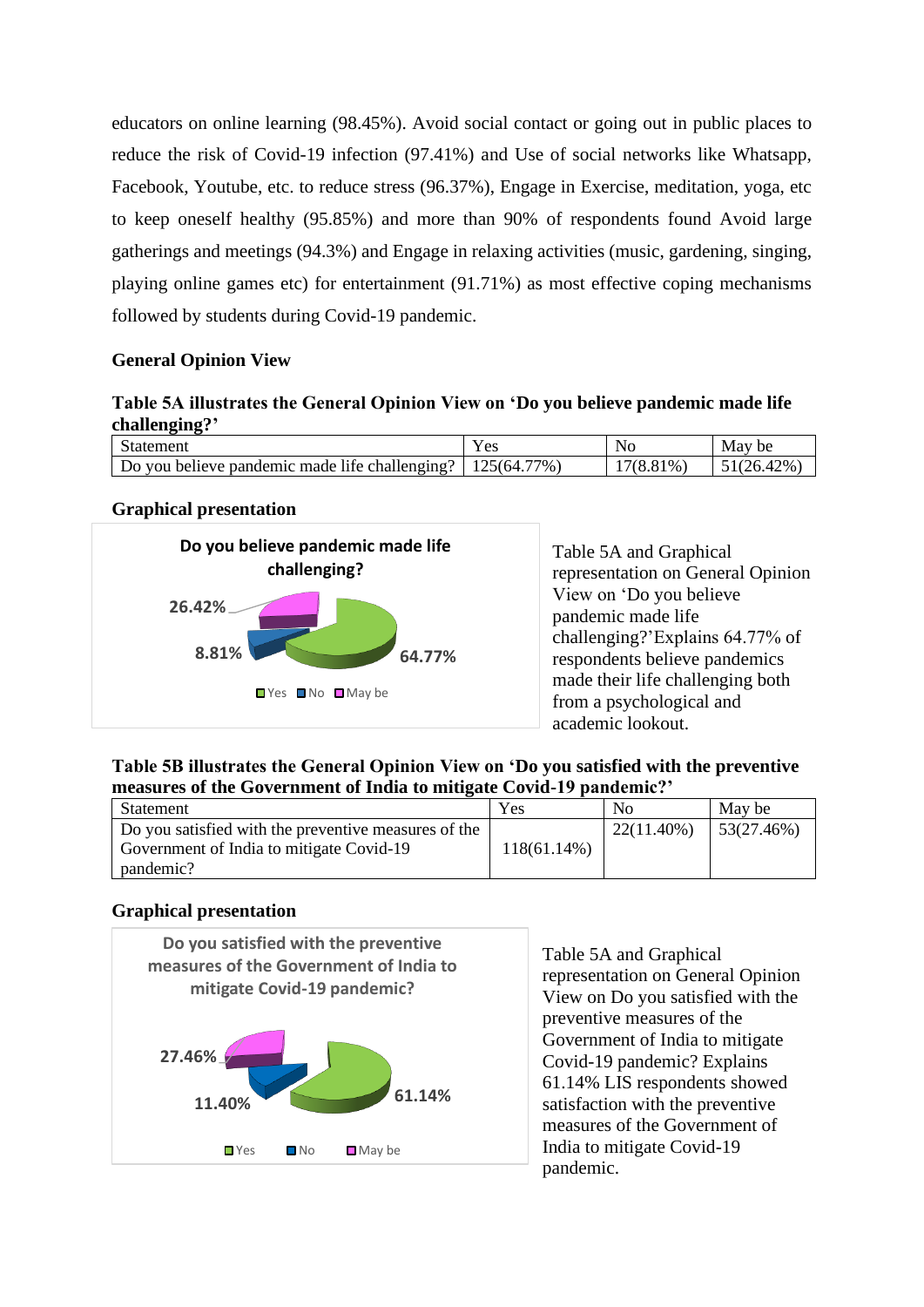educators on online learning (98.45%). Avoid social contact or going out in public places to reduce the risk of Covid-19 infection (97.41%) and Use of social networks like Whatsapp, Facebook, Youtube, etc. to reduce stress (96.37%), Engage in Exercise, meditation, yoga, etc to keep oneself healthy (95.85%) and more than 90% of respondents found Avoid large gatherings and meetings (94.3%) and Engage in relaxing activities (music, gardening, singing, playing online games etc) for entertainment (91.71%) as most effective coping mechanisms followed by students during Covid-19 pandemic.

**General Opinion View**

**Table 5A illustrates the General Opinion View on 'Do you believe pandemic made life challenging?'**

| Statement | Yes | No | May be |
|---|---|---|---|
| Do you believe pandemic made life challenging? | 125(64.77%) | 17(8.81%) | 51(26.42%) |

**Graphical presentation**

Do you believe pandemic made life challenging?

26.42%
8.81%
64.77%

Yes No May be

Table 5A and Graphical representation on General Opinion View on 'Do you believe pandemic made life challenging?'Explains 64.77% of respondents believe pandemics made their life challenging both from a psychological and academic lookout.

**Table 5B illustrates the General Opinion View on 'Do you satisfied with the preventive measures of the Government of India to mitigate Covid-19 pandemic?'**

| Statement | Yes | No | May be |
|---|---|---|---|
| Do you satisfied with the preventive measures of the Government of India to mitigate Covid-19 pandemic? | 118(61.14%) | 22(11.40%) | 53(27.46%) |

**Graphical presentation**

Do you satisfied with the preventive measures of the Government of India to mitigate Covid-19 pandemic?

27.46%
11.40%
61.14%

Yes No May be

Table 5A and Graphical representation on General Opinion View on Do you satisfied with the preventive measures of the Government of India to mitigate Covid-19 pandemic? Explains 61.14% LIS respondents showed satisfaction with the preventive measures of the Government of India to mitigate Covid-19 pandemic.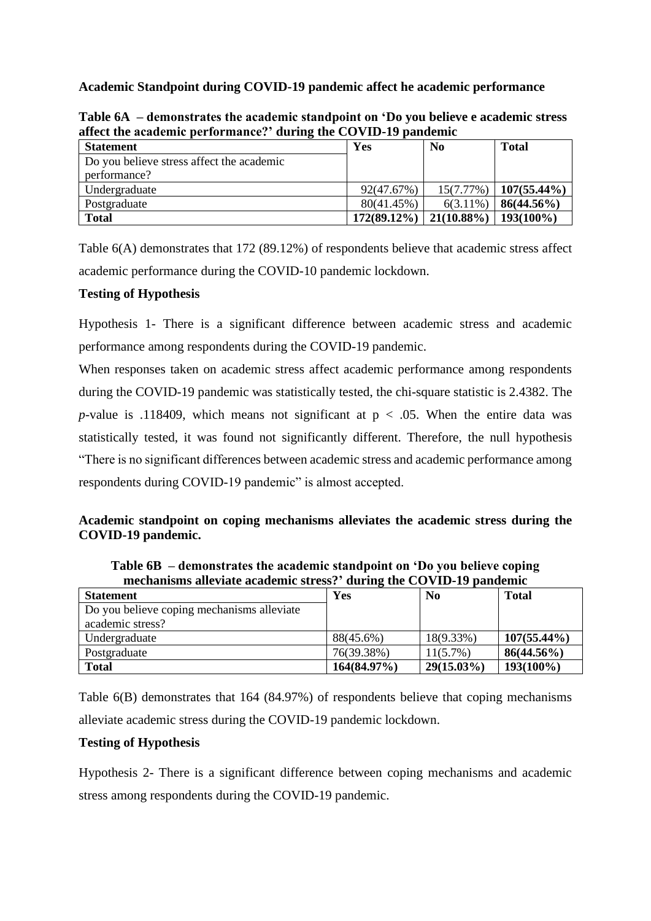**Academic Standpoint during COVID-19 pandemic affect he academic performance**

**Table 6A – demonstrates the academic standpoint on 'Do you believe e academic stress affect the academic performance?' during the COVID-19 pandemic**

| Statement | Yes | No | Total |
|---|---|---|---|
| Do you believe stress affect the academic performance? | | | |
| Undergraduate | 92(47.67%) | 15(7.77%) | **107(55.44%)** |
| Postgraduate | 80(41.45%) | 6(3.11%) | **86(44.56%)** |
| **Total** | **172(89.12%)** | **21(10.88%)** | **193(100%)** |

Table 6(A) demonstrates that 172 (89.12%) of respondents believe that academic stress affect academic performance during the COVID-10 pandemic lockdown.

**Testing of Hypothesis**

Hypothesis 1- There is a significant difference between academic stress and academic performance among respondents during the COVID-19 pandemic.

When responses taken on academic stress affect academic performance among respondents during the COVID-19 pandemic was statistically tested, the chi-square statistic is 2.4382. The *p*-value is .118409, which means not significant at $p < .05$. When the entire data was statistically tested, it was found not significantly different. Therefore, the null hypothesis "There is no significant differences between academic stress and academic performance among respondents during COVID-19 pandemic" is almost accepted.

**Academic standpoint on coping mechanisms alleviates the academic stress during the COVID-19 pandemic.**

**Table 6B – demonstrates the academic standpoint on 'Do you believe coping mechanisms alleviate academic stress?' during the COVID-19 pandemic**

| Statement | Yes | No | Total |
|---|---|---|---|
| Do you believe coping mechanisms alleviate academic stress? | | | |
| Undergraduate | 88(45.6%) | 18(9.33%) | **107(55.44%)** |
| Postgraduate | 76(39.38%) | 11(5.7%) | **86(44.56%)** |
| **Total** | **164(84.97%)** | **29(15.03%)** | **193(100%)** |

Table 6(B) demonstrates that 164 (84.97%) of respondents believe that coping mechanisms alleviate academic stress during the COVID-19 pandemic lockdown.

**Testing of Hypothesis**

Hypothesis 2- There is a significant difference between coping mechanisms and academic stress among respondents during the COVID-19 pandemic.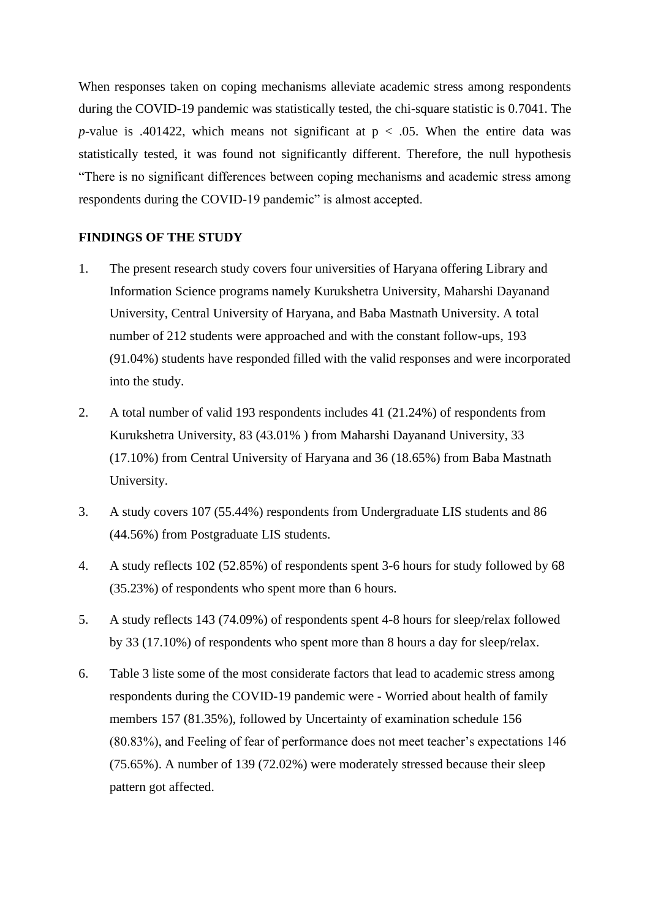When responses taken on coping mechanisms alleviate academic stress among respondents during the COVID-19 pandemic was statistically tested, the chi-square statistic is 0.7041. The *p*-value is .401422, which means not significant at $p < .05$. When the entire data was statistically tested, it was found not significantly different. Therefore, the null hypothesis "There is no significant differences between coping mechanisms and academic stress among respondents during the COVID-19 pandemic" is almost accepted.

## FINDINGS OF THE STUDY

1. The present research study covers four universities of Haryana offering Library and Information Science programs namely Kurukshetra University, Maharshi Dayanand University, Central University of Haryana, and Baba Mastnath University. A total number of 212 students were approached and with the constant follow-ups, 193 (91.04%) students have responded filled with the valid responses and were incorporated into the study.

2. A total number of valid 193 respondents includes 41 (21.24%) of respondents from Kurukshetra University, 83 (43.01% ) from Maharshi Dayanand University, 33 (17.10%) from Central University of Haryana and 36 (18.65%) from Baba Mastnath University.

3. A study covers 107 (55.44%) respondents from Undergraduate LIS students and 86 (44.56%) from Postgraduate LIS students.

4. A study reflects 102 (52.85%) of respondents spent 3-6 hours for study followed by 68 (35.23%) of respondents who spent more than 6 hours.

5. A study reflects 143 (74.09%) of respondents spent 4-8 hours for sleep/relax followed by 33 (17.10%) of respondents who spent more than 8 hours a day for sleep/relax.

6. Table 3 liste some of the most considerate factors that lead to academic stress among respondents during the COVID-19 pandemic were - Worried about health of family members 157 (81.35%), followed by Uncertainty of examination schedule 156 (80.83%), and Feeling of fear of performance does not meet teacher's expectations 146 (75.65%). A number of 139 (72.02%) were moderately stressed because their sleep pattern got affected.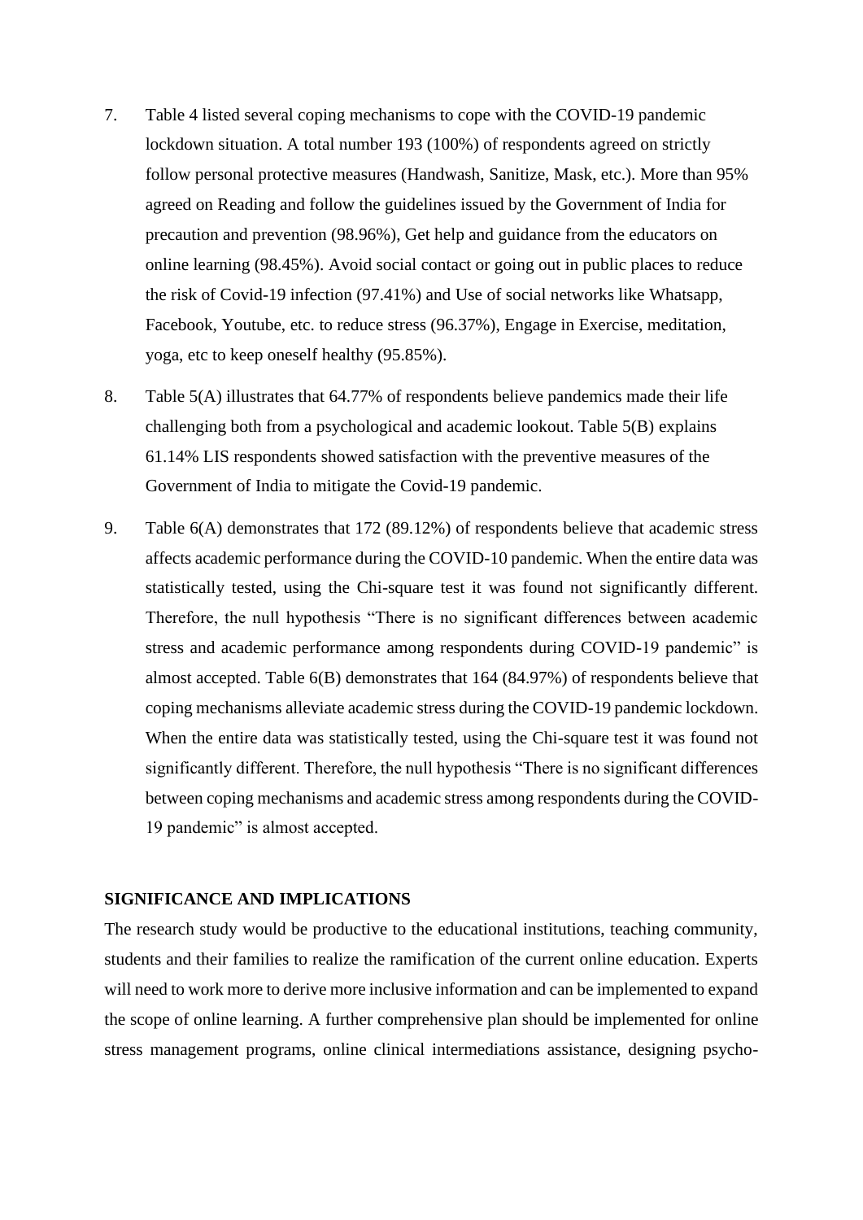7. Table 4 listed several coping mechanisms to cope with the COVID-19 pandemic lockdown situation. A total number 193 (100%) of respondents agreed on strictly follow personal protective measures (Handwash, Sanitize, Mask, etc.). More than 95% agreed on Reading and follow the guidelines issued by the Government of India for precaution and prevention (98.96%), Get help and guidance from the educators on online learning (98.45%). Avoid social contact or going out in public places to reduce the risk of Covid-19 infection (97.41%) and Use of social networks like Whatsapp, Facebook, Youtube, etc. to reduce stress (96.37%), Engage in Exercise, meditation, yoga, etc to keep oneself healthy (95.85%).

8. Table 5(A) illustrates that 64.77% of respondents believe pandemics made their life challenging both from a psychological and academic lookout. Table 5(B) explains 61.14% LIS respondents showed satisfaction with the preventive measures of the Government of India to mitigate the Covid-19 pandemic.

9. Table 6(A) demonstrates that 172 (89.12%) of respondents believe that academic stress affects academic performance during the COVID-10 pandemic. When the entire data was statistically tested, using the Chi-square test it was found not significantly different. Therefore, the null hypothesis "There is no significant differences between academic stress and academic performance among respondents during COVID-19 pandemic" is almost accepted. Table 6(B) demonstrates that 164 (84.97%) of respondents believe that coping mechanisms alleviate academic stress during the COVID-19 pandemic lockdown. When the entire data was statistically tested, using the Chi-square test it was found not significantly different. Therefore, the null hypothesis "There is no significant differences between coping mechanisms and academic stress among respondents during the COVID-19 pandemic" is almost accepted.

## SIGNIFICANCE AND IMPLICATIONS

The research study would be productive to the educational institutions, teaching community, students and their families to realize the ramification of the current online education. Experts will need to work more to derive more inclusive information and can be implemented to expand the scope of online learning. A further comprehensive plan should be implemented for online stress management programs, online clinical intermediations assistance, designing psycho-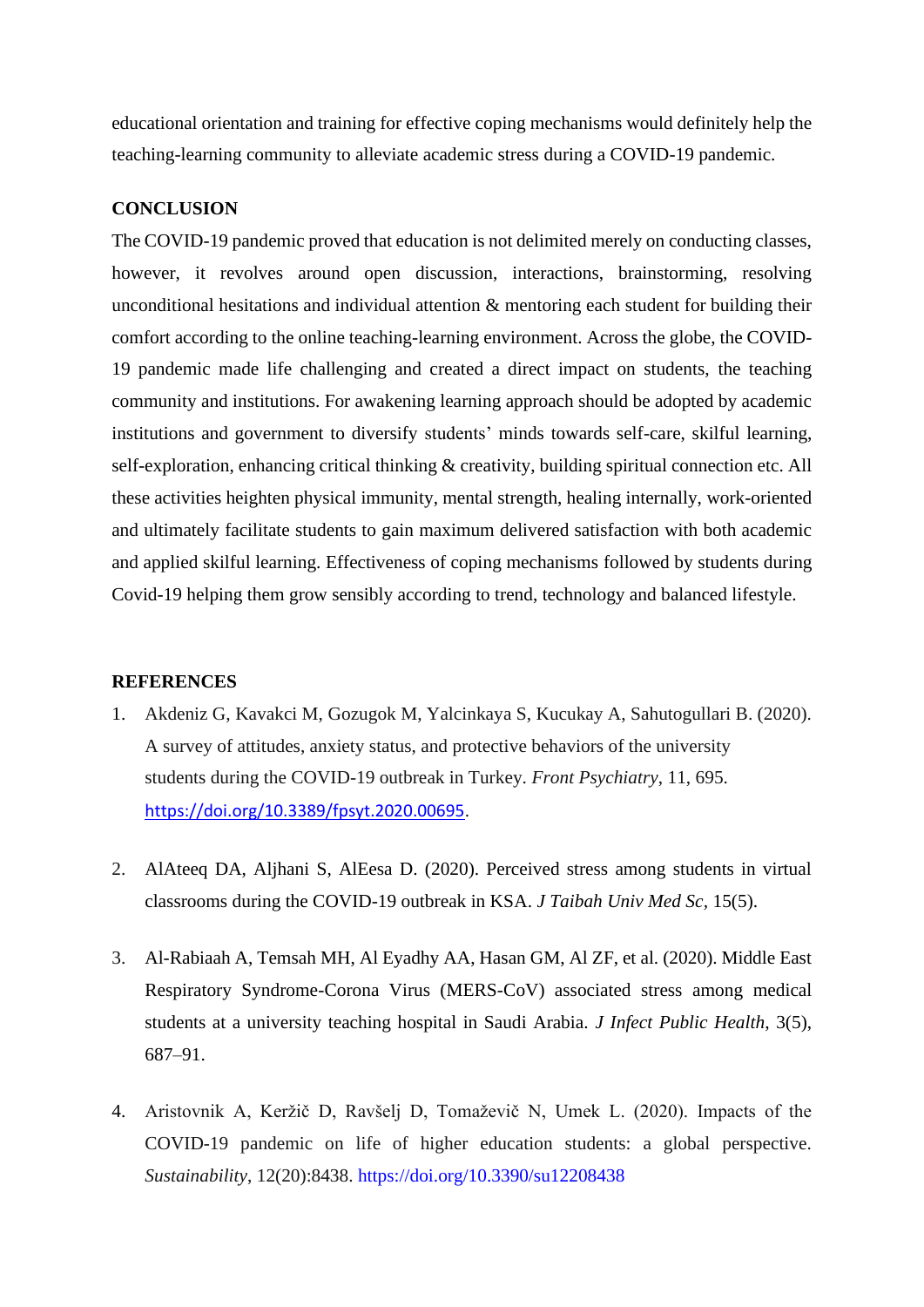educational orientation and training for effective coping mechanisms would definitely help the teaching-learning community to alleviate academic stress during a COVID-19 pandemic.

## CONCLUSION

The COVID-19 pandemic proved that education is not delimited merely on conducting classes, however, it revolves around open discussion, interactions, brainstorming, resolving unconditional hesitations and individual attention & mentoring each student for building their comfort according to the online teaching-learning environment. Across the globe, the COVID-19 pandemic made life challenging and created a direct impact on students, the teaching community and institutions. For awakening learning approach should be adopted by academic institutions and government to diversify students' minds towards self-care, skilful learning, self-exploration, enhancing critical thinking & creativity, building spiritual connection etc. All these activities heighten physical immunity, mental strength, healing internally, work-oriented and ultimately facilitate students to gain maximum delivered satisfaction with both academic and applied skilful learning. Effectiveness of coping mechanisms followed by students during Covid-19 helping them grow sensibly according to trend, technology and balanced lifestyle.

## REFERENCES

1. Akdeniz G, Kavakci M, Gozugok M, Yalcinkaya S, Kucukay A, Sahutogullari B. (2020). A survey of attitudes, anxiety status, and protective behaviors of the university students during the COVID-19 outbreak in Turkey. *Front Psychiatry*, 11, 695. https://doi.org/10.3389/fpsyt.2020.00695.

2. AlAteeq DA, Aljhani S, AlEesa D. (2020). Perceived stress among students in virtual classrooms during the COVID-19 outbreak in KSA. *J Taibah Univ Med Sc*, 15(5).

3. Al-Rabiaah A, Temsah MH, Al Eyadhy AA, Hasan GM, Al ZF, et al. (2020). Middle East Respiratory Syndrome-Corona Virus (MERS-CoV) associated stress among medical students at a university teaching hospital in Saudi Arabia. *J Infect Public Health*, 3(5), 687–91.

4. Aristovnik A, Keržič D, Ravšelj D, Tomaževič N, Umek L. (2020). Impacts of the COVID-19 pandemic on life of higher education students: a global perspective. *Sustainability*, 12(20):8438. https://doi.org/10.3390/su12208438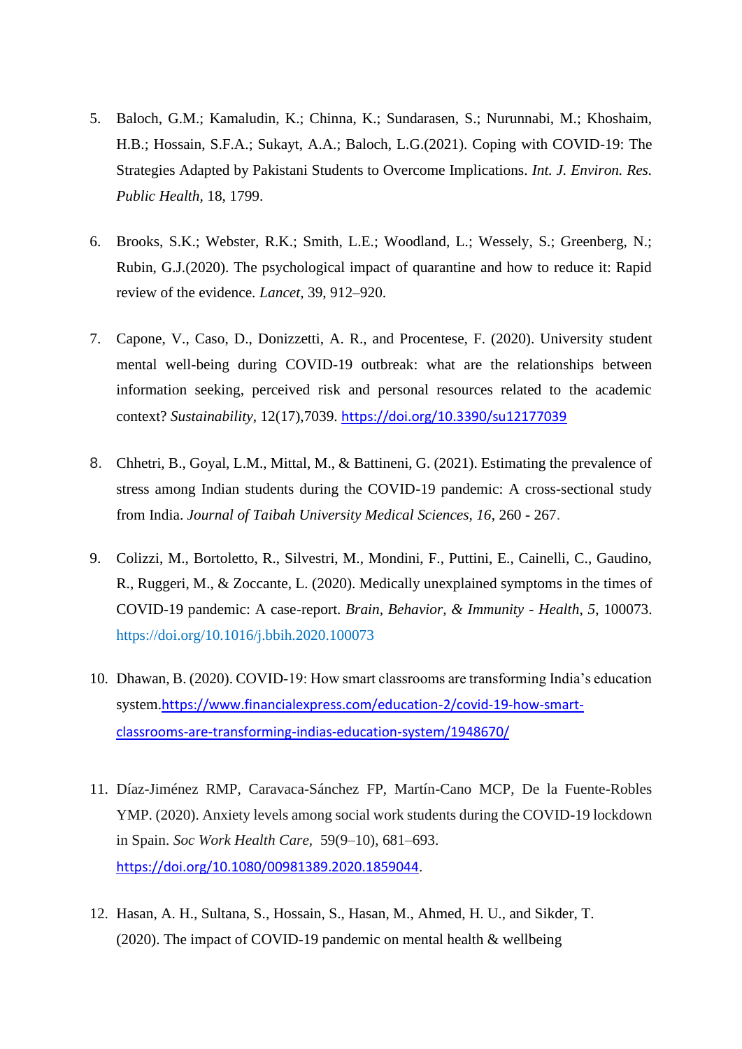5. Baloch, G.M.; Kamaludin, K.; Chinna, K.; Sundarasen, S.; Nurunnabi, M.; Khoshaim, H.B.; Hossain, S.F.A.; Sukayt, A.A.; Baloch, L.G.(2021). Coping with COVID-19: The Strategies Adapted by Pakistani Students to Overcome Implications. *Int. J. Environ. Res. Public Health*, 18, 1799.

6. Brooks, S.K.; Webster, R.K.; Smith, L.E.; Woodland, L.; Wessely, S.; Greenberg, N.; Rubin, G.J.(2020). The psychological impact of quarantine and how to reduce it: Rapid review of the evidence. *Lancet*, 39, 912–920.

7. Capone, V., Caso, D., Donizzetti, A. R., and Procentese, F. (2020). University student mental well-being during COVID-19 outbreak: what are the relationships between information seeking, perceived risk and personal resources related to the academic context? *Sustainability*, 12(17),7039. https://doi.org/10.3390/su12177039

8. Chhetri, B., Goyal, L.M., Mittal, M., & Battineni, G. (2021). Estimating the prevalence of stress among Indian students during the COVID-19 pandemic: A cross-sectional study from India. *Journal of Taibah University Medical Sciences, 16*, 260 - 267.

9. Colizzi, M., Bortoletto, R., Silvestri, M., Mondini, F., Puttini, E., Cainelli, C., Gaudino, R., Ruggeri, M., & Zoccante, L. (2020). Medically unexplained symptoms in the times of COVID-19 pandemic: A case-report. *Brain, Behavior, & Immunity - Health*, *5*, 100073. https://doi.org/10.1016/j.bbih.2020.100073

10. Dhawan, B. (2020). COVID-19: How smart classrooms are transforming India's education system.https://www.financialexpress.com/education-2/covid-19-how-smart-classrooms-are-transforming-indias-education-system/1948670/

11. Díaz-Jiménez RMP, Caravaca-Sánchez FP, Martín-Cano MCP, De la Fuente-Robles YMP. (2020). Anxiety levels among social work students during the COVID-19 lockdown in Spain. *Soc Work Health Care*, 59(9–10), 681–693. https://doi.org/10.1080/00981389.2020.1859044.

12. Hasan, A. H., Sultana, S., Hossain, S., Hasan, M., Ahmed, H. U., and Sikder, T. (2020). The impact of COVID-19 pandemic on mental health & wellbeing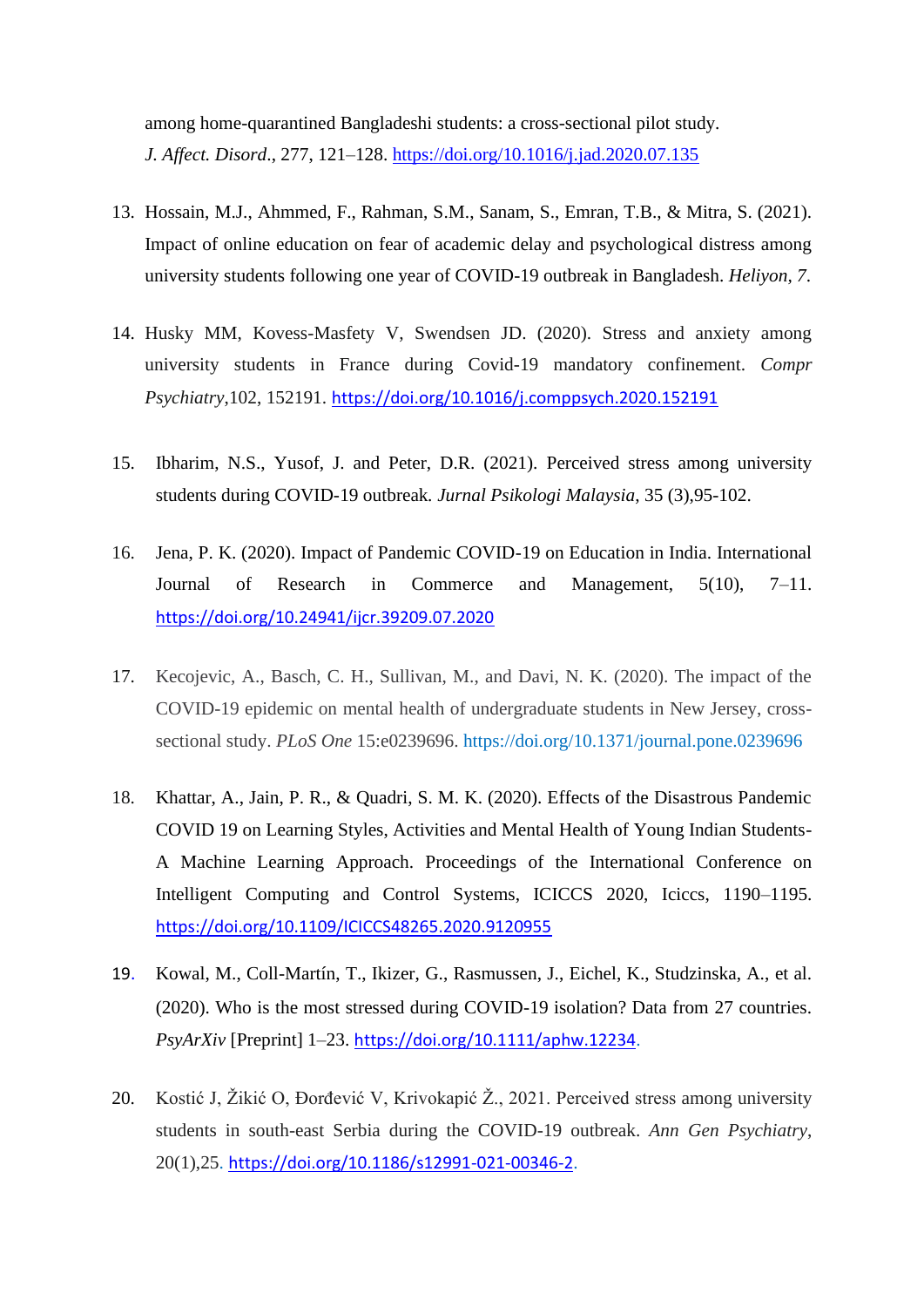among home-quarantined Bangladeshi students: a cross-sectional pilot study. *J. Affect. Disord*., 277, 121–128. https://doi.org/10.1016/j.jad.2020.07.135

13. Hossain, M.J., Ahmmed, F., Rahman, S.M., Sanam, S., Emran, T.B., & Mitra, S. (2021). Impact of online education on fear of academic delay and psychological distress among university students following one year of COVID-19 outbreak in Bangladesh. *Heliyon, 7*.

14. Husky MM, Kovess-Masfety V, Swendsen JD. (2020). Stress and anxiety among university students in France during Covid-19 mandatory confinement. *Compr Psychiatry*,102, 152191. https://doi.org/10.1016/j.comppsych.2020.152191

15. Ibharim, N.S., Yusof, J. and Peter, D.R. (2021). Perceived stress among university students during COVID-19 outbreak. *Jurnal Psikologi Malaysia*, 35 (3),95-102.

16. Jena, P. K. (2020). Impact of Pandemic COVID-19 on Education in India. International Journal of Research in Commerce and Management, 5(10), 7–11. https://doi.org/10.24941/ijcr.39209.07.2020

17. Kecojevic, A., Basch, C. H., Sullivan, M., and Davi, N. K. (2020). The impact of the COVID-19 epidemic on mental health of undergraduate students in New Jersey, cross-sectional study. *PLoS One* 15:e0239696. https://doi.org/10.1371/journal.pone.0239696

18. Khattar, A., Jain, P. R., & Quadri, S. M. K. (2020). Effects of the Disastrous Pandemic COVID 19 on Learning Styles, Activities and Mental Health of Young Indian Students- A Machine Learning Approach. Proceedings of the International Conference on Intelligent Computing and Control Systems, ICICCS 2020, Iciccs, 1190–1195. https://doi.org/10.1109/ICICCS48265.2020.9120955

19. Kowal, M., Coll-Martín, T., Ikizer, G., Rasmussen, J., Eichel, K., Studzinska, A., et al. (2020). Who is the most stressed during COVID-19 isolation? Data from 27 countries. *PsyArXiv* [Preprint] 1–23. https://doi.org/10.1111/aphw.12234.

20. Kostić J, Žikić O, Đorđević V, Krivokapić Ž., 2021. Perceived stress among university students in south-east Serbia during the COVID-19 outbreak. *Ann Gen Psychiatry*, 20(1),25. https://doi.org/10.1186/s12991-021-00346-2.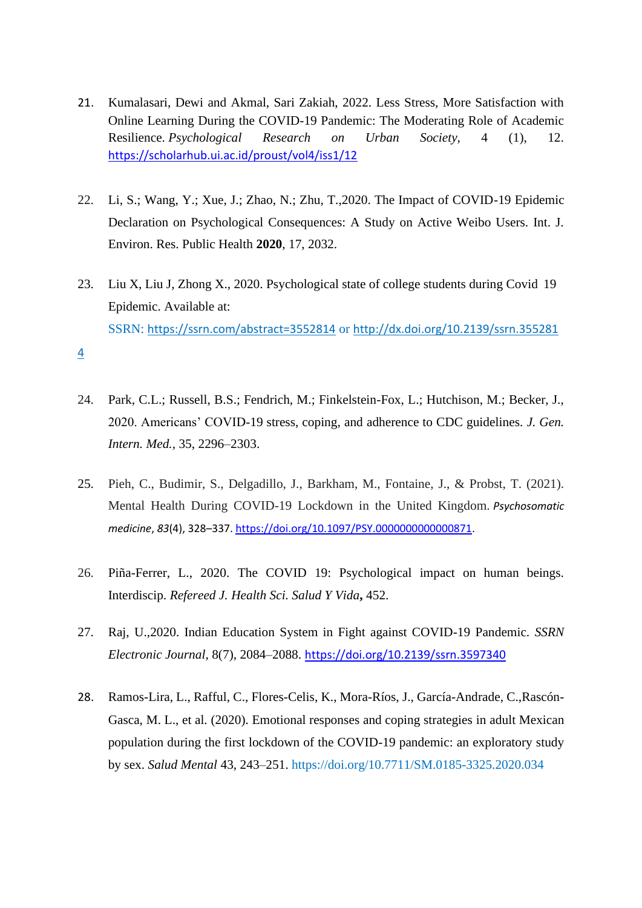21. Kumalasari, Dewi and Akmal, Sari Zakiah, 2022. Less Stress, More Satisfaction with Online Learning During the COVID-19 Pandemic: The Moderating Role of Academic Resilience. *Psychological Research on Urban Society*, 4 (1), 12. https://scholarhub.ui.ac.id/proust/vol4/iss1/12

22. Li, S.; Wang, Y.; Xue, J.; Zhao, N.; Zhu, T.,2020. The Impact of COVID-19 Epidemic Declaration on Psychological Consequences: A Study on Active Weibo Users. Int. J. Environ. Res. Public Health **2020**, 17, 2032.

23. Liu X, Liu J, Zhong X., 2020. Psychological state of college students during Covid 19 Epidemic. Available at: SSRN: https://ssrn.com/abstract=3552814 or http://dx.doi.org/10.2139/ssrn.3552814

24. Park, C.L.; Russell, B.S.; Fendrich, M.; Finkelstein-Fox, L.; Hutchison, M.; Becker, J., 2020. Americans' COVID-19 stress, coping, and adherence to CDC guidelines. *J. Gen. Intern. Med.*, 35, 2296–2303.

25. Pieh, C., Budimir, S., Delgadillo, J., Barkham, M., Fontaine, J., & Probst, T. (2021). Mental Health During COVID-19 Lockdown in the United Kingdom. *Psychosomatic medicine*, *83*(4), 328–337. https://doi.org/10.1097/PSY.0000000000000871.

26. Piña-Ferrer, L., 2020. The COVID 19: Psychological impact on human beings. Interdiscip. *Refereed J. Health Sci. Salud Y Vida***,** 452.

27. Raj, U.,2020. Indian Education System in Fight against COVID-19 Pandemic. *SSRN Electronic Journal*, 8(7), 2084–2088. https://doi.org/10.2139/ssrn.3597340

28. Ramos-Lira, L., Rafful, C., Flores-Celis, K., Mora-Ríos, J., García-Andrade, C.,Rascón-Gasca, M. L., et al. (2020). Emotional responses and coping strategies in adult Mexican population during the first lockdown of the COVID-19 pandemic: an exploratory study by sex. *Salud Mental* 43, 243–251. https://doi.org/10.7711/SM.0185-3325.2020.034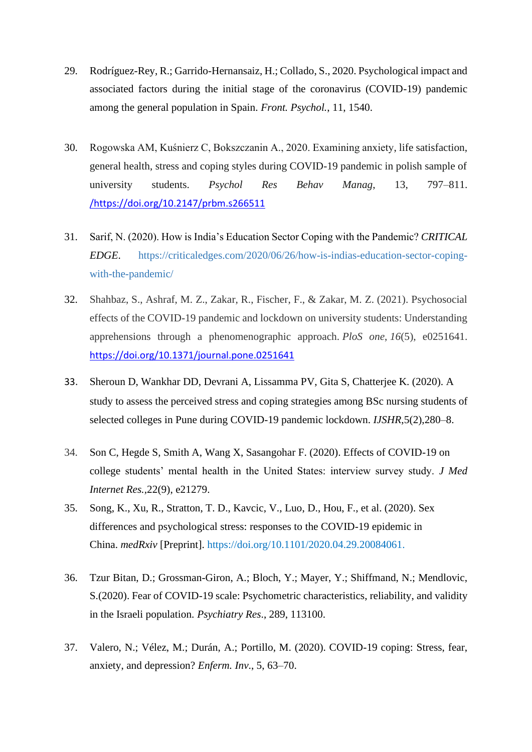29. Rodríguez-Rey, R.; Garrido-Hernansaiz, H.; Collado, S., 2020. Psychological impact and associated factors during the initial stage of the coronavirus (COVID-19) pandemic among the general population in Spain. *Front. Psychol.*, 11, 1540.

30. Rogowska AM, Kuśnierz C, Bokszczanin A., 2020. Examining anxiety, life satisfaction, general health, stress and coping styles during COVID-19 pandemic in polish sample of university students. *Psychol Res Behav Manag*, 13, 797–811. /https://doi.org/10.2147/prbm.s266511

31. Sarif, N. (2020). How is India's Education Sector Coping with the Pandemic? *CRITICAL EDGE*. https://criticaledges.com/2020/06/26/how-is-indias-education-sector-coping-with-the-pandemic/

32. Shahbaz, S., Ashraf, M. Z., Zakar, R., Fischer, F., & Zakar, M. Z. (2021). Psychosocial effects of the COVID-19 pandemic and lockdown on university students: Understanding apprehensions through a phenomenographic approach. *PloS one*, *16*(5), e0251641. https://doi.org/10.1371/journal.pone.0251641

33. Sheroun D, Wankhar DD, Devrani A, Lissamma PV, Gita S, Chatterjee K. (2020). A study to assess the perceived stress and coping strategies among BSc nursing students of selected colleges in Pune during COVID-19 pandemic lockdown. *IJSHR*,5(2),280–8.

34. Son C, Hegde S, Smith A, Wang X, Sasangohar F. (2020). Effects of COVID-19 on college students' mental health in the United States: interview survey study. *J Med Internet Res.*,22(9), e21279.

35. Song, K., Xu, R., Stratton, T. D., Kavcic, V., Luo, D., Hou, F., et al. (2020). Sex differences and psychological stress: responses to the COVID-19 epidemic in China. *medRxiv* [Preprint]. https://doi.org/10.1101/2020.04.29.20084061.

36. Tzur Bitan, D.; Grossman-Giron, A.; Bloch, Y.; Mayer, Y.; Shiffmand, N.; Mendlovic, S.(2020). Fear of COVID-19 scale: Psychometric characteristics, reliability, and validity in the Israeli population. *Psychiatry Res.*, 289, 113100.

37. Valero, N.; Vélez, M.; Durán, A.; Portillo, M. (2020). COVID-19 coping: Stress, fear, anxiety, and depression? *Enferm. Inv.*, 5, 63–70.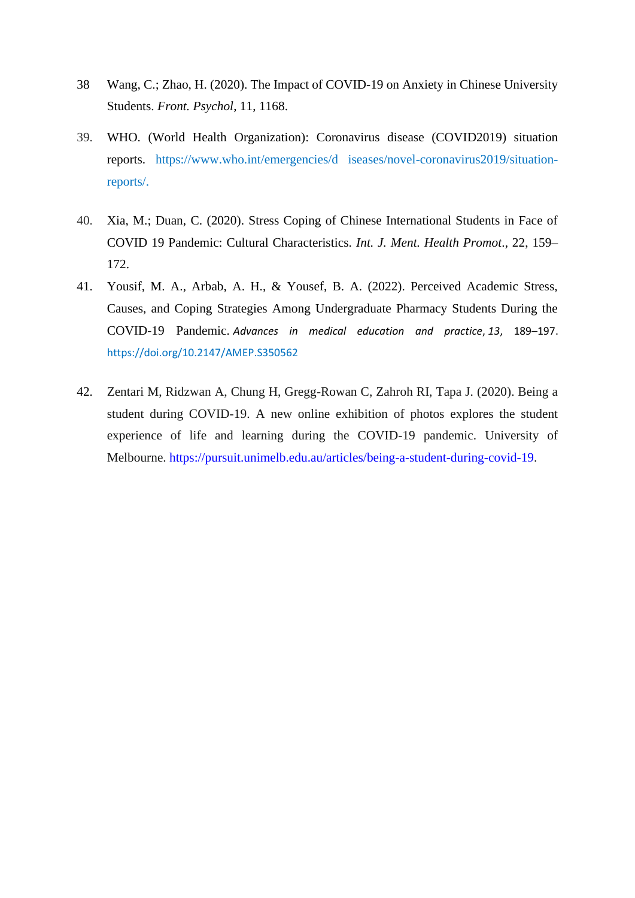38 Wang, C.; Zhao, H. (2020). The Impact of COVID-19 on Anxiety in Chinese University Students. *Front. Psychol*, 11, 1168.

39. WHO. (World Health Organization): Coronavirus disease (COVID2019) situation reports. https://www.who.int/emergencies/d iseases/novel-coronavirus2019/situation-reports/.

40. Xia, M.; Duan, C. (2020). Stress Coping of Chinese International Students in Face of COVID 19 Pandemic: Cultural Characteristics. *Int. J. Ment. Health Promot*., 22, 159–172.

41. Yousif, M. A., Arbab, A. H., & Yousef, B. A. (2022). Perceived Academic Stress, Causes, and Coping Strategies Among Undergraduate Pharmacy Students During the COVID-19 Pandemic. *Advances in medical education and practice*, *13*, 189–197. https://doi.org/10.2147/AMEP.S350562

42. Zentari M, Ridzwan A, Chung H, Gregg-Rowan C, Zahroh RI, Tapa J. (2020). Being a student during COVID-19. A new online exhibition of photos explores the student experience of life and learning during the COVID-19 pandemic. University of Melbourne. https://pursuit.unimelb.edu.au/articles/being-a-student-during-covid-19.